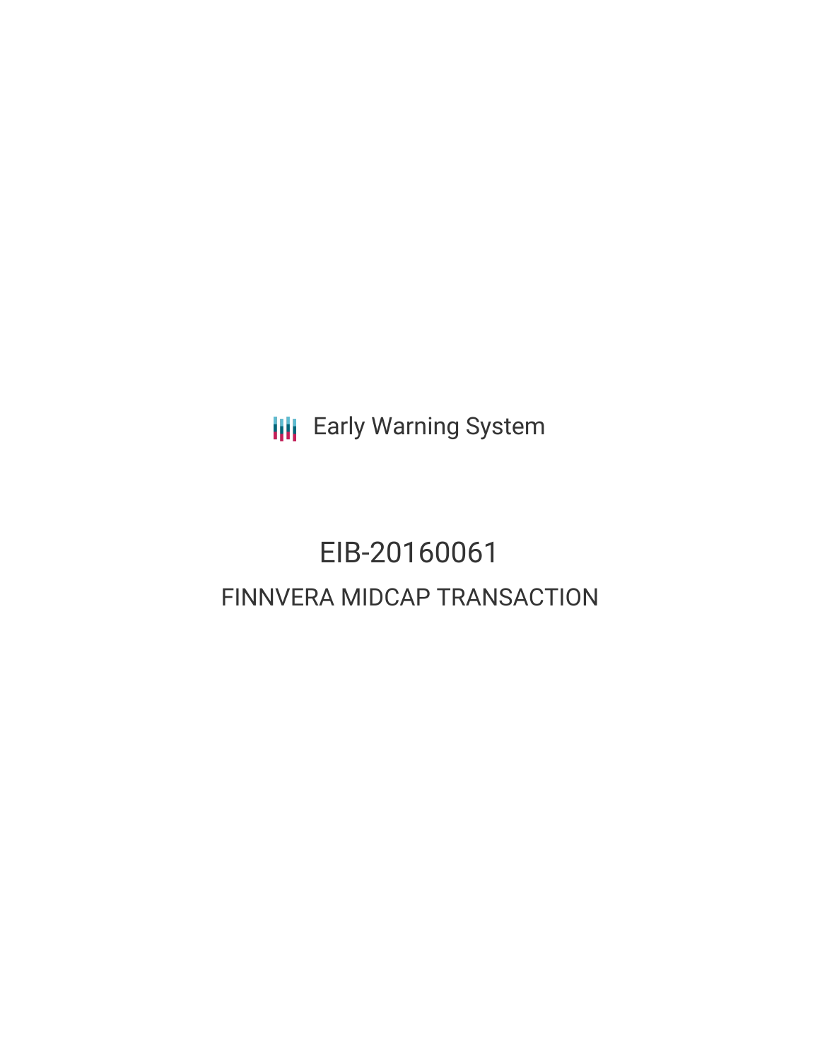Early Warning System

# EIB-20160061

## FINNVERA MIDCAP TRANSACTION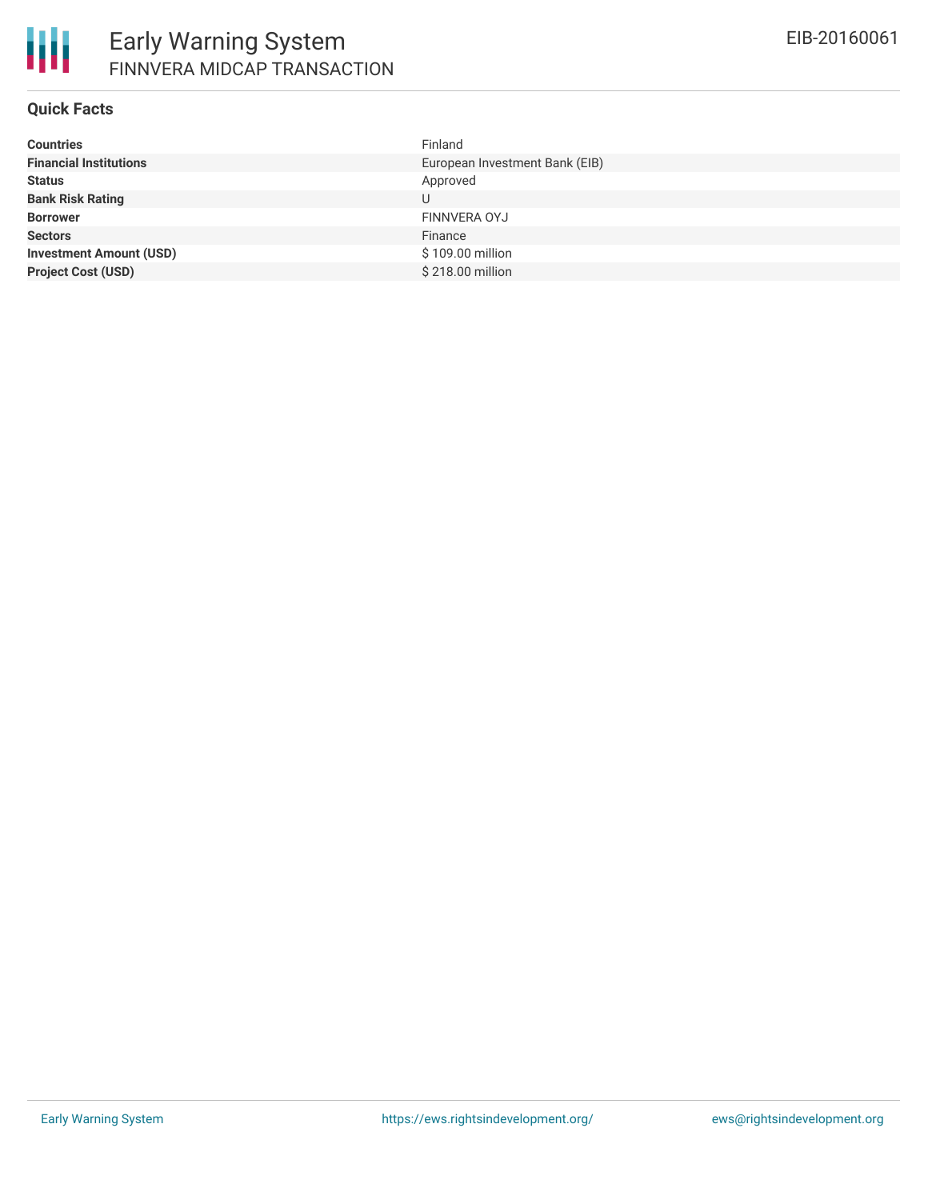# Early Warning System

## FINNVERA MIDCAP TRANSACTION

EIB-20160061

### Quick Facts

| | |
|---|---|
| **Countries** | Finland |
| **Financial Institutions** | European Investment Bank (EIB) |
| **Status** | Approved |
| **Bank Risk Rating** | U |
| **Borrower** | FINNVERA OYJ |
| **Sectors** | Finance |
| **Investment Amount (USD)** | $ 109.00 million |
| **Project Cost (USD)** | $ 218.00 million |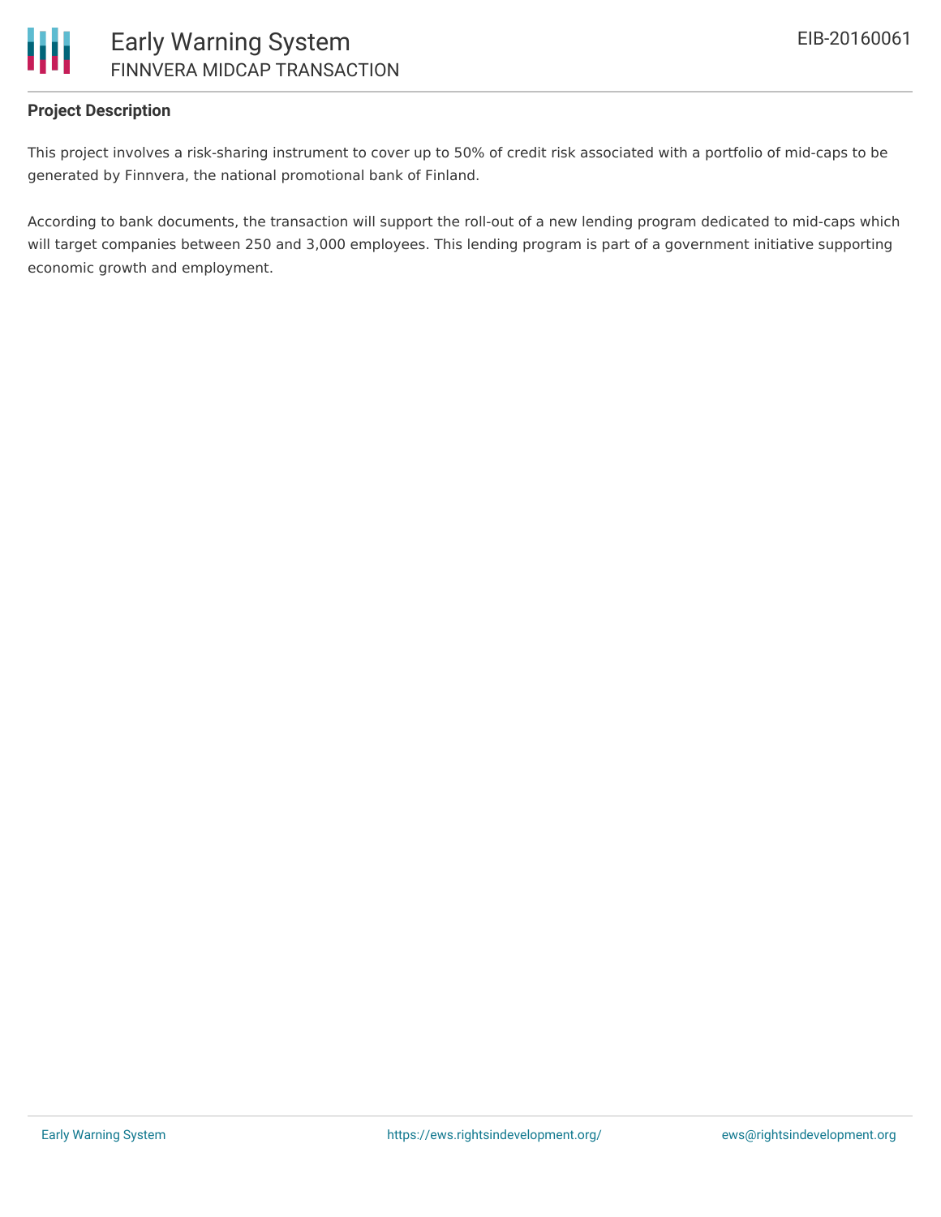**Project Description**

This project involves a risk-sharing instrument to cover up to 50% of credit risk associated with a portfolio of mid-caps to be generated by Finnvera, the national promotional bank of Finland.

According to bank documents, the transaction will support the roll-out of a new lending program dedicated to mid-caps which will target companies between 250 and 3,000 employees. This lending program is part of a government initiative supporting economic growth and employment.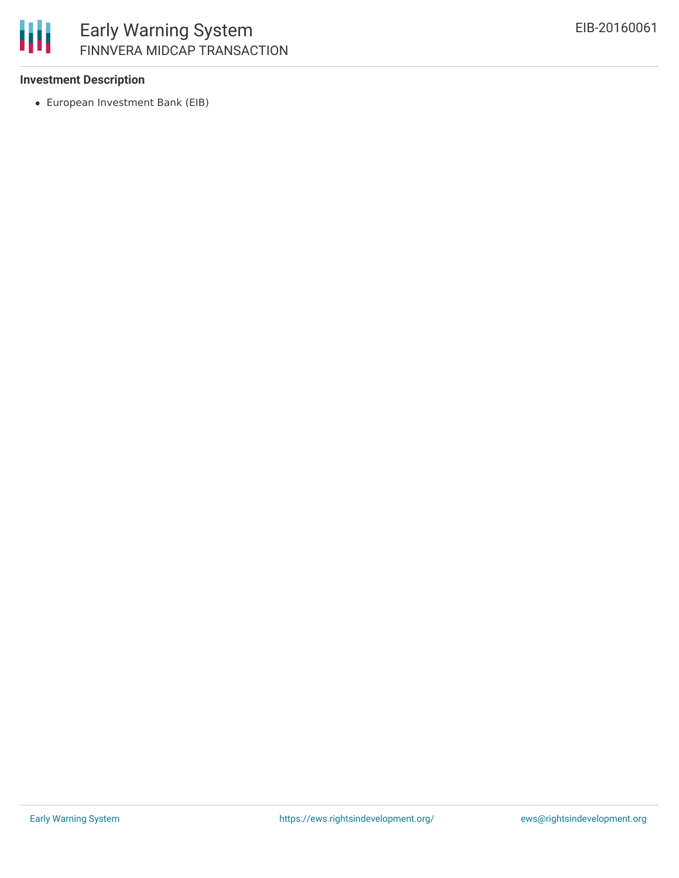### Investment Description

- European Investment Bank (EIB)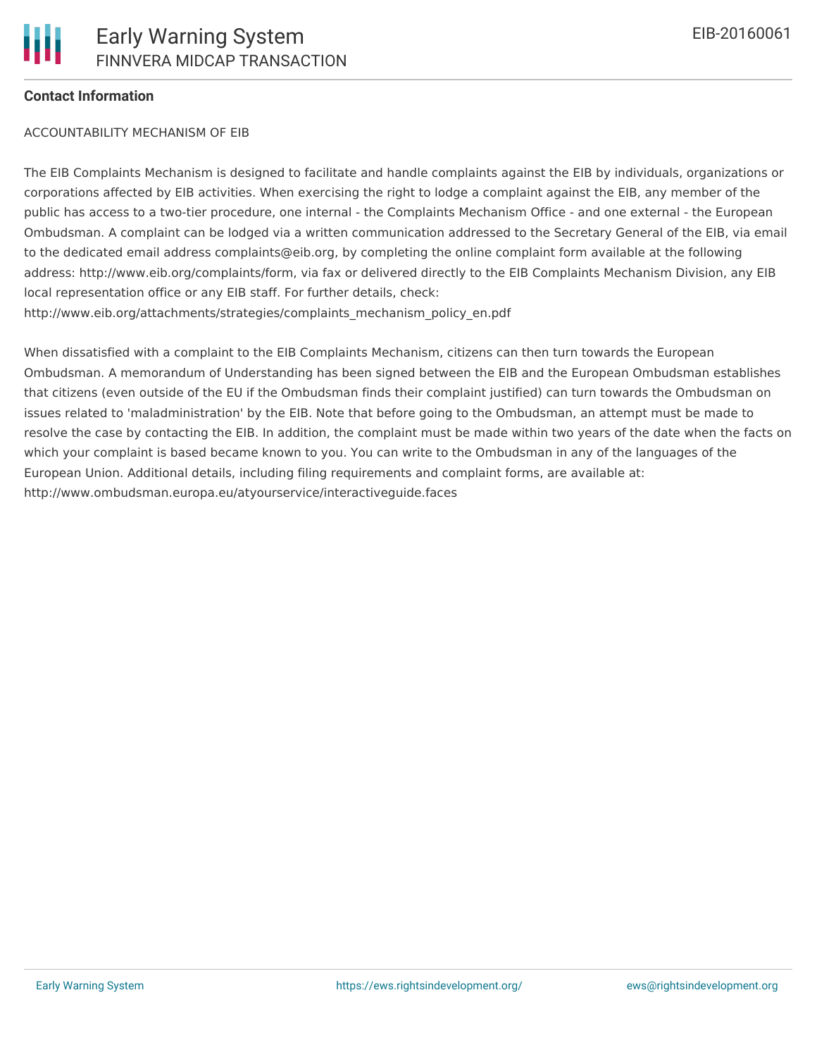**Contact Information**

ACCOUNTABILITY MECHANISM OF EIB

The EIB Complaints Mechanism is designed to facilitate and handle complaints against the EIB by individuals, organizations or corporations affected by EIB activities. When exercising the right to lodge a complaint against the EIB, any member of the public has access to a two-tier procedure, one internal - the Complaints Mechanism Office - and one external - the European Ombudsman. A complaint can be lodged via a written communication addressed to the Secretary General of the EIB, via email to the dedicated email address complaints@eib.org, by completing the online complaint form available at the following address: http://www.eib.org/complaints/form, via fax or delivered directly to the EIB Complaints Mechanism Division, any EIB local representation office or any EIB staff. For further details, check: http://www.eib.org/attachments/strategies/complaints_mechanism_policy_en.pdf

When dissatisfied with a complaint to the EIB Complaints Mechanism, citizens can then turn towards the European Ombudsman. A memorandum of Understanding has been signed between the EIB and the European Ombudsman establishes that citizens (even outside of the EU if the Ombudsman finds their complaint justified) can turn towards the Ombudsman on issues related to 'maladministration' by the EIB. Note that before going to the Ombudsman, an attempt must be made to resolve the case by contacting the EIB. In addition, the complaint must be made within two years of the date when the facts on which your complaint is based became known to you. You can write to the Ombudsman in any of the languages of the European Union. Additional details, including filing requirements and complaint forms, are available at: http://www.ombudsman.europa.eu/atyourservice/interactiveguide.faces